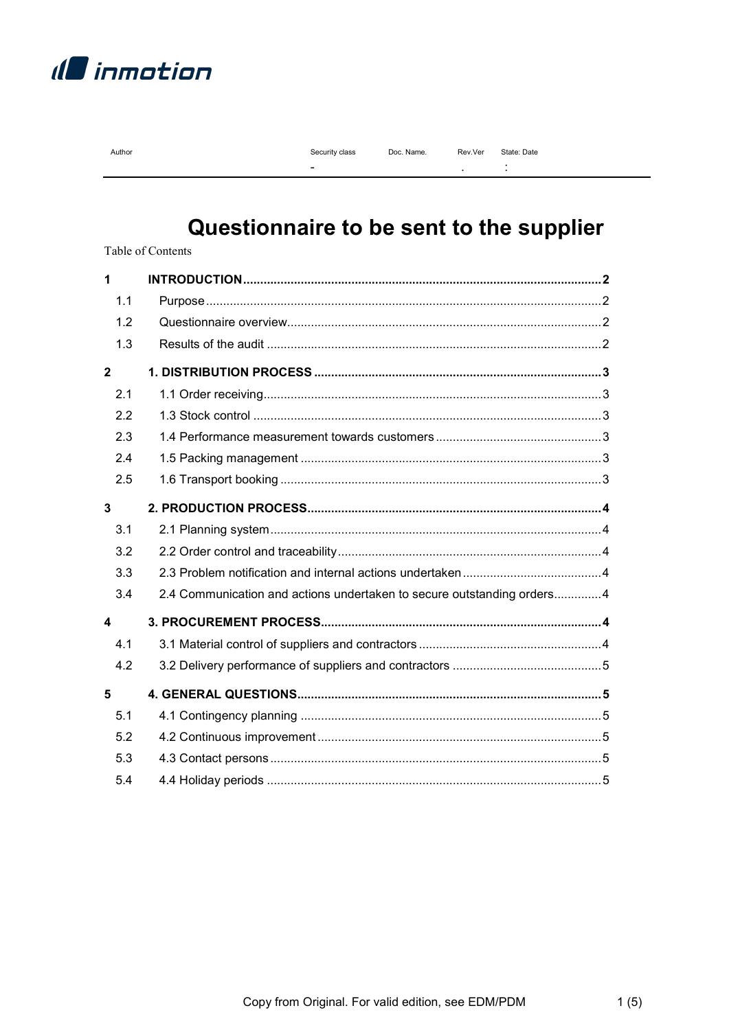inmotion

| Author | Security class | Doc. Name. | Rev.Ver | State: Date |
|---|---|---|---|---|
| | - | | . | : |

# Questionnaire to be sent to the supplier

Table of Contents

**1 INTRODUCTION** ........ **2**
- 1.1 Purpose ........ 2
- 1.2 Questionnaire overview ........ 2
- 1.3 Results of the audit ........ 2

**2 1. DISTRIBUTION PROCESS** ........ **3**
- 2.1 1.1 Order receiving ........ 3
- 2.2 1.3 Stock control ........ 3
- 2.3 1.4 Performance measurement towards customers ........ 3
- 2.4 1.5 Packing management ........ 3
- 2.5 1.6 Transport booking ........ 3

**3 2. PRODUCTION PROCESS** ........ **4**
- 3.1 2.1 Planning system ........ 4
- 3.2 2.2 Order control and traceability ........ 4
- 3.3 2.3 Problem notification and internal actions undertaken ........ 4
- 3.4 2.4 Communication and actions undertaken to secure outstanding orders ........ 4

**4 3. PROCUREMENT PROCESS** ........ **4**
- 4.1 3.1 Material control of suppliers and contractors ........ 4
- 4.2 3.2 Delivery performance of suppliers and contractors ........ 5

**5 4. GENERAL QUESTIONS** ........ **5**
- 5.1 4.1 Contingency planning ........ 5
- 5.2 4.2 Continuous improvement ........ 5
- 5.3 4.3 Contact persons ........ 5
- 5.4 4.4 Holiday periods ........ 5

Copy from Original. For valid edition, see EDM/PDM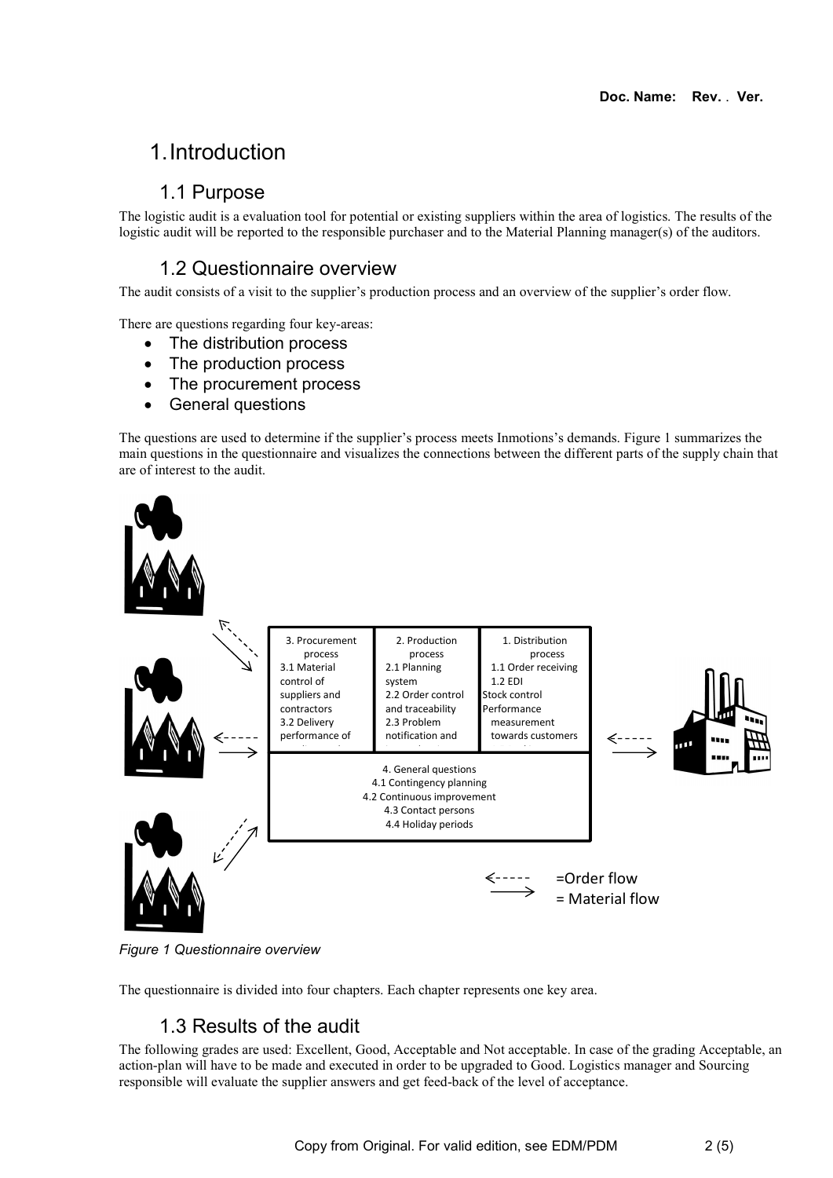# 1. Introduction

## 1.1 Purpose

The logistic audit is a evaluation tool for potential or existing suppliers within the area of logistics. The results of the logistic audit will be reported to the responsible purchaser and to the Material Planning manager(s) of the auditors.

## 1.2 Questionnaire overview

The audit consists of a visit to the supplier's production process and an overview of the supplier's order flow.

There are questions regarding four key-areas:

- The distribution process
- The production process
- The procurement process
- General questions

The questions are used to determine if the supplier's process meets Inmotions's demands. Figure 1 summarizes the main questions in the questionnaire and visualizes the connections between the different parts of the supply chain that are of interest to the audit.

*Figure 1 Questionnaire overview*

The questionnaire is divided into four chapters. Each chapter represents one key area.

## 1.3 Results of the audit

The following grades are used: Excellent, Good, Acceptable and Not acceptable. In case of the grading Acceptable, an action-plan will have to be made and executed in order to be upgraded to Good. Logistics manager and Sourcing responsible will evaluate the supplier answers and get feed-back of the level of acceptance.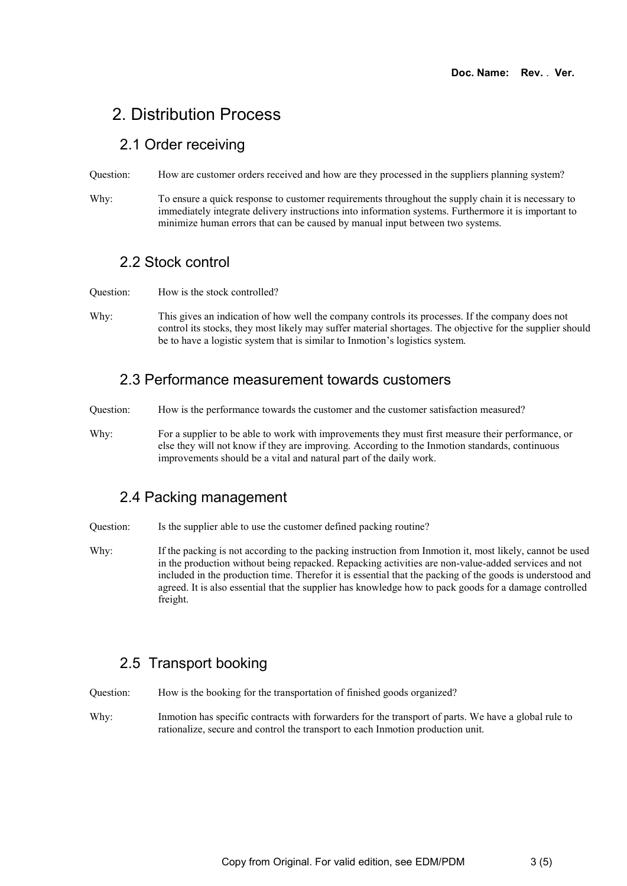# 2. Distribution Process

## 2.1 Order receiving

Question: How are customer orders received and how are they processed in the suppliers planning system?

Why: To ensure a quick response to customer requirements throughout the supply chain it is necessary to immediately integrate delivery instructions into information systems. Furthermore it is important to minimize human errors that can be caused by manual input between two systems.

## 2.2 Stock control

Question: How is the stock controlled?

Why: This gives an indication of how well the company controls its processes. If the company does not control its stocks, they most likely may suffer material shortages. The objective for the supplier should be to have a logistic system that is similar to Inmotion's logistics system.

## 2.3 Performance measurement towards customers

Question: How is the performance towards the customer and the customer satisfaction measured?

Why: For a supplier to be able to work with improvements they must first measure their performance, or else they will not know if they are improving. According to the Inmotion standards, continuous improvements should be a vital and natural part of the daily work.

## 2.4 Packing management

Question: Is the supplier able to use the customer defined packing routine?

Why: If the packing is not according to the packing instruction from Inmotion it, most likely, cannot be used in the production without being repacked. Repacking activities are non-value-added services and not included in the production time. Therefor it is essential that the packing of the goods is understood and agreed. It is also essential that the supplier has knowledge how to pack goods for a damage controlled freight.

## 2.5 Transport booking

Question: How is the booking for the transportation of finished goods organized?

Why: Inmotion has specific contracts with forwarders for the transport of parts. We have a global rule to rationalize, secure and control the transport to each Inmotion production unit.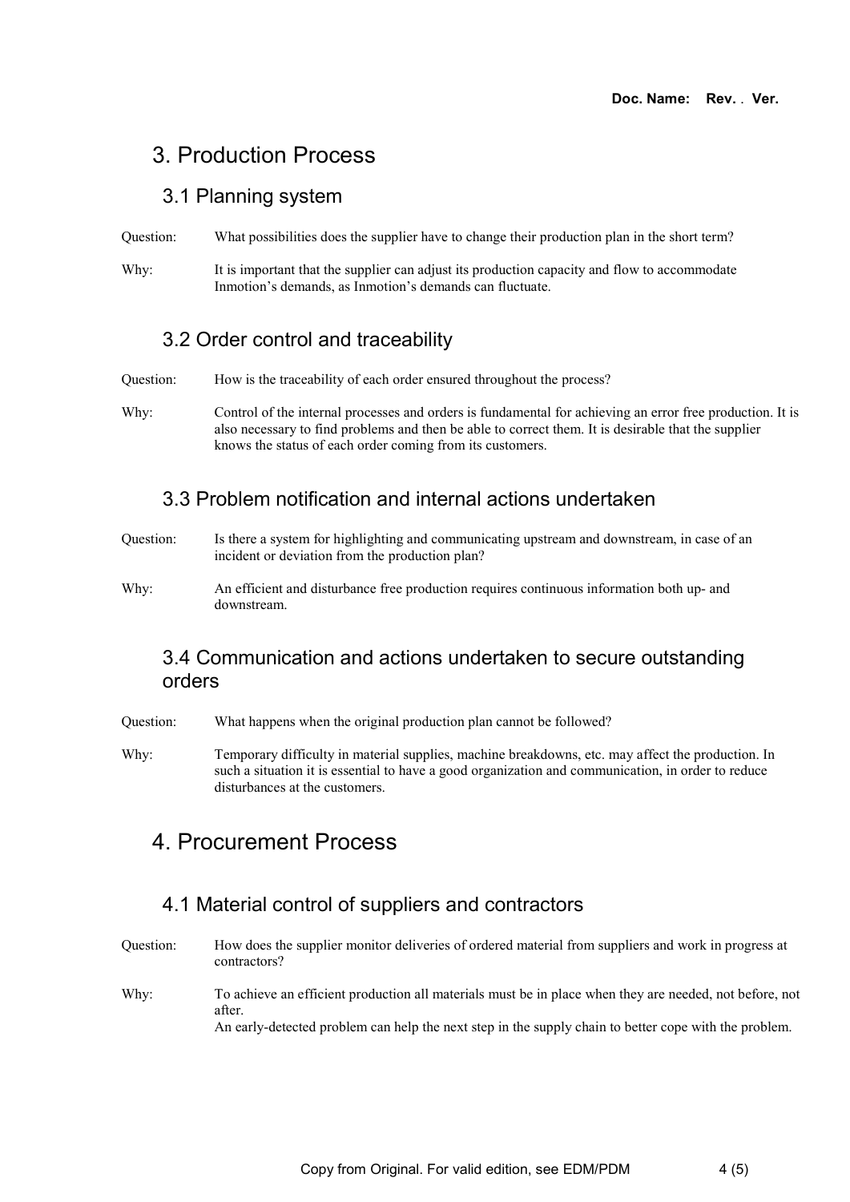# 3. Production Process

## 3.1 Planning system

Question: What possibilities does the supplier have to change their production plan in the short term?

Why: It is important that the supplier can adjust its production capacity and flow to accommodate Inmotion's demands, as Inmotion's demands can fluctuate.

## 3.2 Order control and traceability

Question: How is the traceability of each order ensured throughout the process?

Why: Control of the internal processes and orders is fundamental for achieving an error free production. It is also necessary to find problems and then be able to correct them. It is desirable that the supplier knows the status of each order coming from its customers.

## 3.3 Problem notification and internal actions undertaken

Question: Is there a system for highlighting and communicating upstream and downstream, in case of an incident or deviation from the production plan?

Why: An efficient and disturbance free production requires continuous information both up- and downstream.

## 3.4 Communication and actions undertaken to secure outstanding orders

Question: What happens when the original production plan cannot be followed?

Why: Temporary difficulty in material supplies, machine breakdowns, etc. may affect the production. In such a situation it is essential to have a good organization and communication, in order to reduce disturbances at the customers.

# 4. Procurement Process

## 4.1 Material control of suppliers and contractors

Question: How does the supplier monitor deliveries of ordered material from suppliers and work in progress at contractors?

Why: To achieve an efficient production all materials must be in place when they are needed, not before, not after.
An early-detected problem can help the next step in the supply chain to better cope with the problem.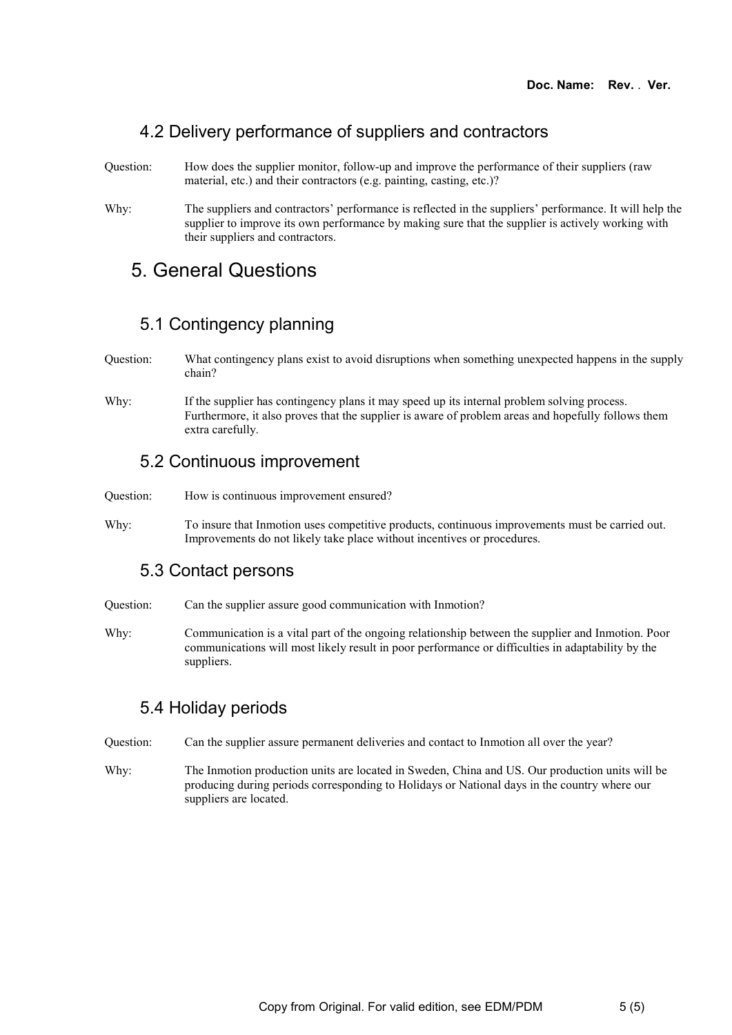### 4.2 Delivery performance of suppliers and contractors

Question: How does the supplier monitor, follow-up and improve the performance of their suppliers (raw material, etc.) and their contractors (e.g. painting, casting, etc.)?

Why: The suppliers and contractors' performance is reflected in the suppliers' performance. It will help the supplier to improve its own performance by making sure that the supplier is actively working with their suppliers and contractors.

## 5. General Questions

### 5.1 Contingency planning

Question: What contingency plans exist to avoid disruptions when something unexpected happens in the supply chain?

Why: If the supplier has contingency plans it may speed up its internal problem solving process. Furthermore, it also proves that the supplier is aware of problem areas and hopefully follows them extra carefully.

### 5.2 Continuous improvement

Question: How is continuous improvement ensured?

Why: To insure that Inmotion uses competitive products, continuous improvements must be carried out. Improvements do not likely take place without incentives or procedures.

### 5.3 Contact persons

Question: Can the supplier assure good communication with Inmotion?

Why: Communication is a vital part of the ongoing relationship between the supplier and Inmotion. Poor communications will most likely result in poor performance or difficulties in adaptability by the suppliers.

### 5.4 Holiday periods

Question: Can the supplier assure permanent deliveries and contact to Inmotion all over the year?

Why: The Inmotion production units are located in Sweden, China and US. Our production units will be producing during periods corresponding to Holidays or National days in the country where our suppliers are located.